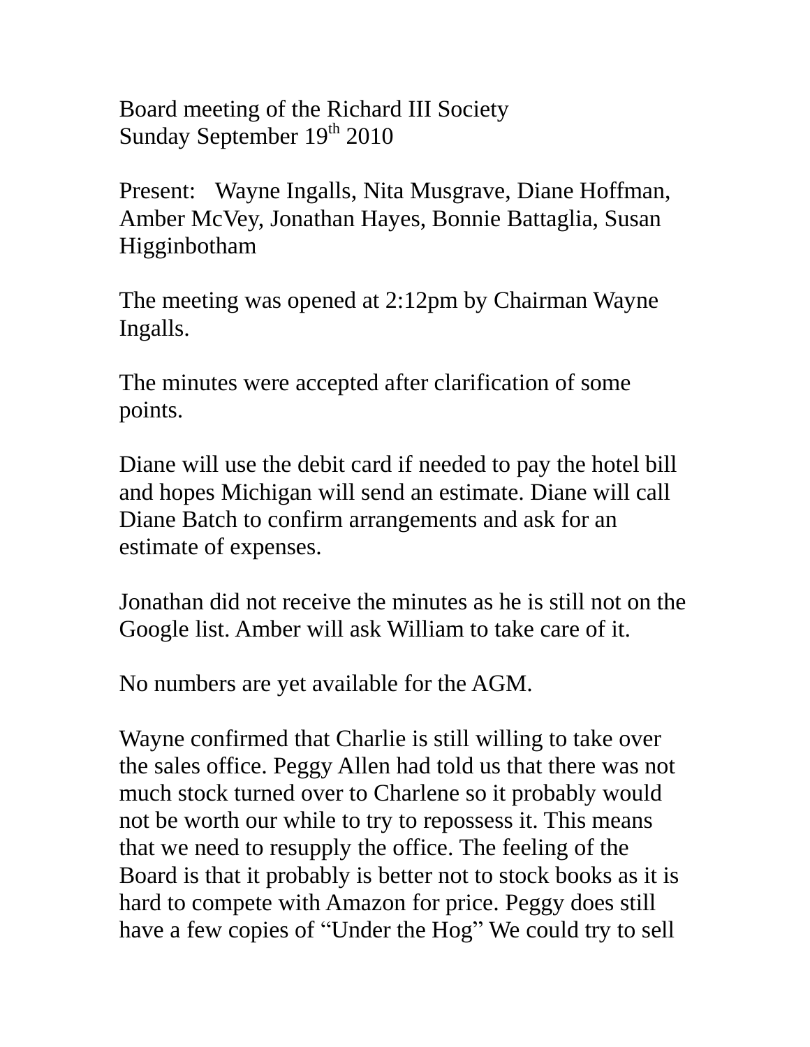Board meeting of the Richard III Society
Sunday September 19th 2010

Present: Wayne Ingalls, Nita Musgrave, Diane Hoffman, Amber McVey, Jonathan Hayes, Bonnie Battaglia, Susan Higginbotham

The meeting was opened at 2:12pm by Chairman Wayne Ingalls.

The minutes were accepted after clarification of some points.

Diane will use the debit card if needed to pay the hotel bill and hopes Michigan will send an estimate. Diane will call Diane Batch to confirm arrangements and ask for an estimate of expenses.

Jonathan did not receive the minutes as he is still not on the Google list. Amber will ask William to take care of it.

No numbers are yet available for the AGM.

Wayne confirmed that Charlie is still willing to take over the sales office. Peggy Allen had told us that there was not much stock turned over to Charlene so it probably would not be worth our while to try to repossess it. This means that we need to resupply the office. The feeling of the Board is that it probably is better not to stock books as it is hard to compete with Amazon for price. Peggy does still have a few copies of "Under the Hog" We could try to sell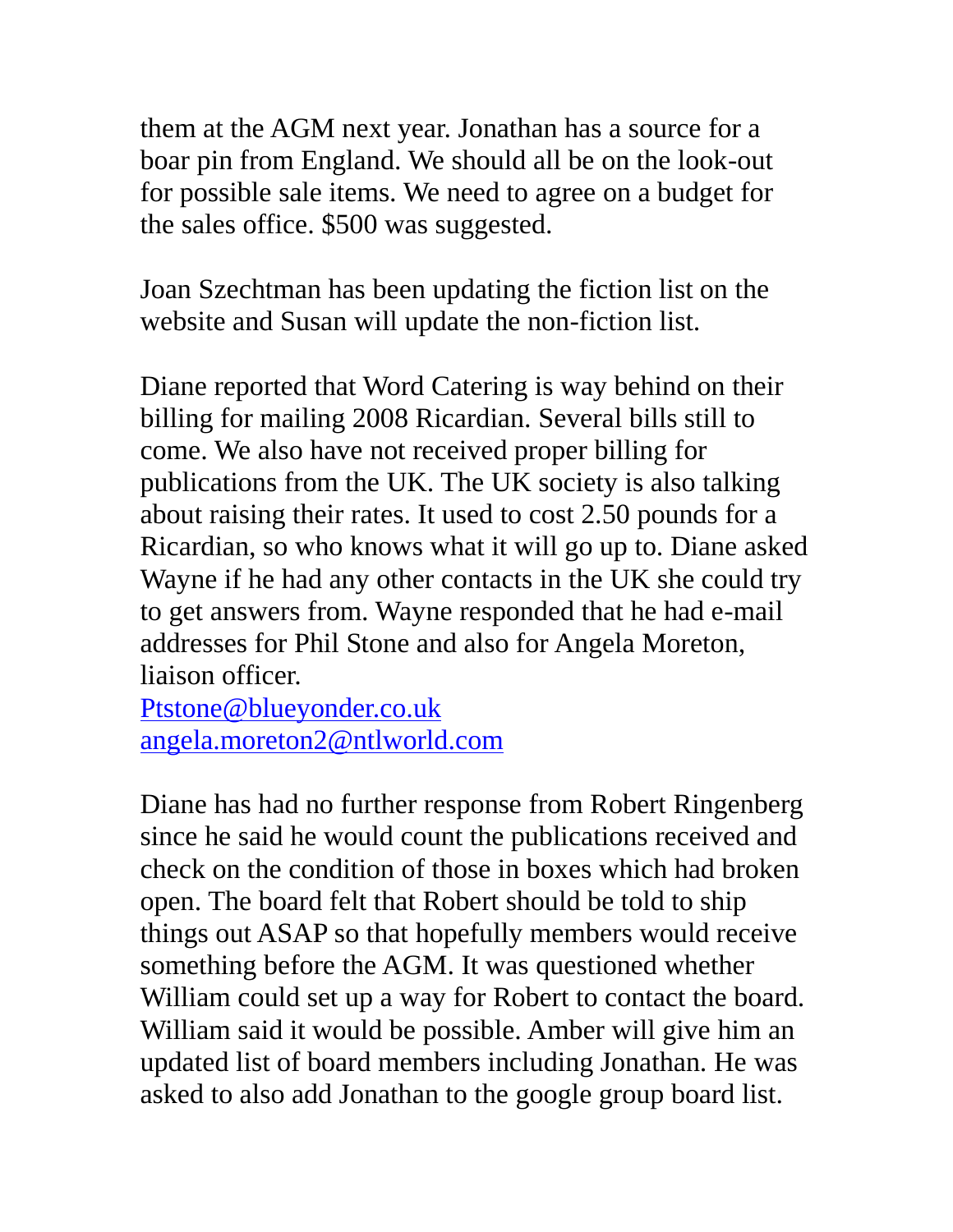them at the AGM next year. Jonathan has a source for a boar pin from England. We should all be on the look-out for possible sale items. We need to agree on a budget for the sales office. $500 was suggested.

Joan Szechtman has been updating the fiction list on the website and Susan will update the non-fiction list.

Diane reported that Word Catering is way behind on their billing for mailing 2008 Ricardian. Several bills still to come. We also have not received proper billing for publications from the UK. The UK society is also talking about raising their rates. It used to cost 2.50 pounds for a Ricardian, so who knows what it will go up to. Diane asked Wayne if he had any other contacts in the UK she could try to get answers from. Wayne responded that he had e-mail addresses for Phil Stone and also for Angela Moreton, liaison officer.

Ptstone@blueyonder.co.uk
angela.moreton2@ntlworld.com

Diane has had no further response from Robert Ringenberg since he said he would count the publications received and check on the condition of those in boxes which had broken open. The board felt that Robert should be told to ship things out ASAP so that hopefully members would receive something before the AGM. It was questioned whether William could set up a way for Robert to contact the board. William said it would be possible. Amber will give him an updated list of board members including Jonathan. He was asked to also add Jonathan to the google group board list.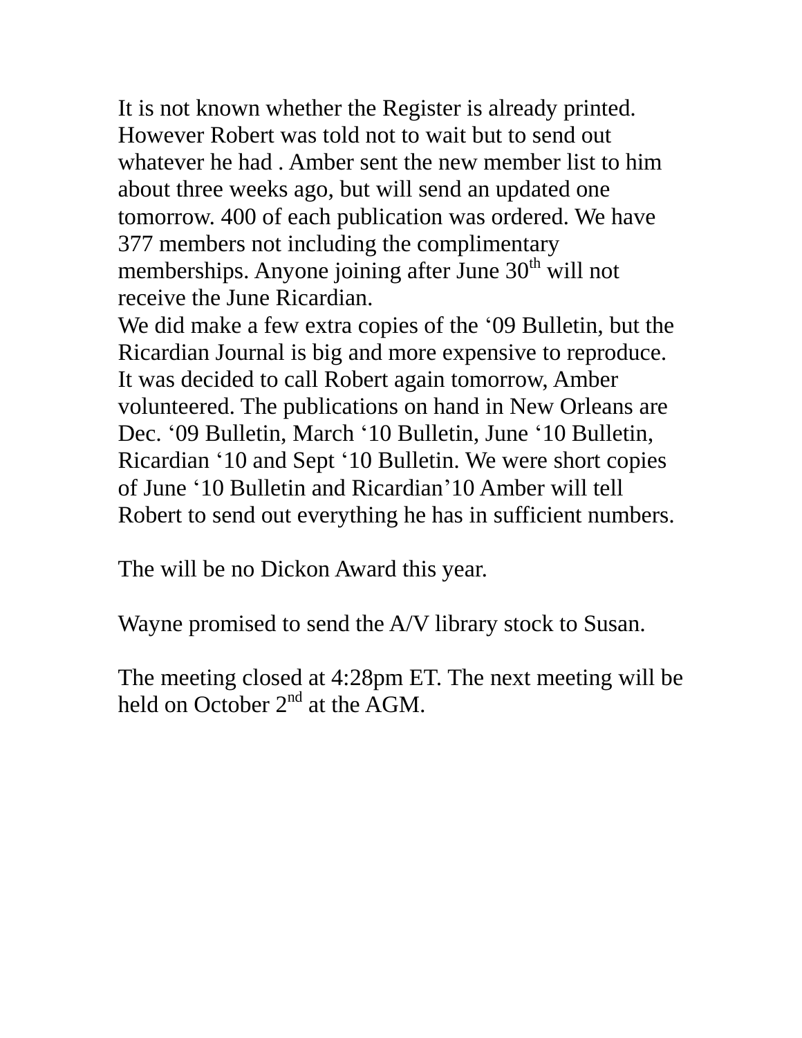It is not known whether the Register is already printed. However Robert was told not to wait but to send out whatever he had . Amber sent the new member list to him about three weeks ago, but will send an updated one tomorrow. 400 of each publication was ordered. We have 377 members not including the complimentary memberships. Anyone joining after June 30th will not receive the June Ricardian.

We did make a few extra copies of the '09 Bulletin, but the Ricardian Journal is big and more expensive to reproduce. It was decided to call Robert again tomorrow, Amber volunteered. The publications on hand in New Orleans are Dec. '09 Bulletin, March '10 Bulletin, June '10 Bulletin, Ricardian '10 and Sept '10 Bulletin. We were short copies of June '10 Bulletin and Ricardian'10 Amber will tell Robert to send out everything he has in sufficient numbers.

The will be no Dickon Award this year.

Wayne promised to send the A/V library stock to Susan.

The meeting closed at 4:28pm ET. The next meeting will be held on October 2nd at the AGM.